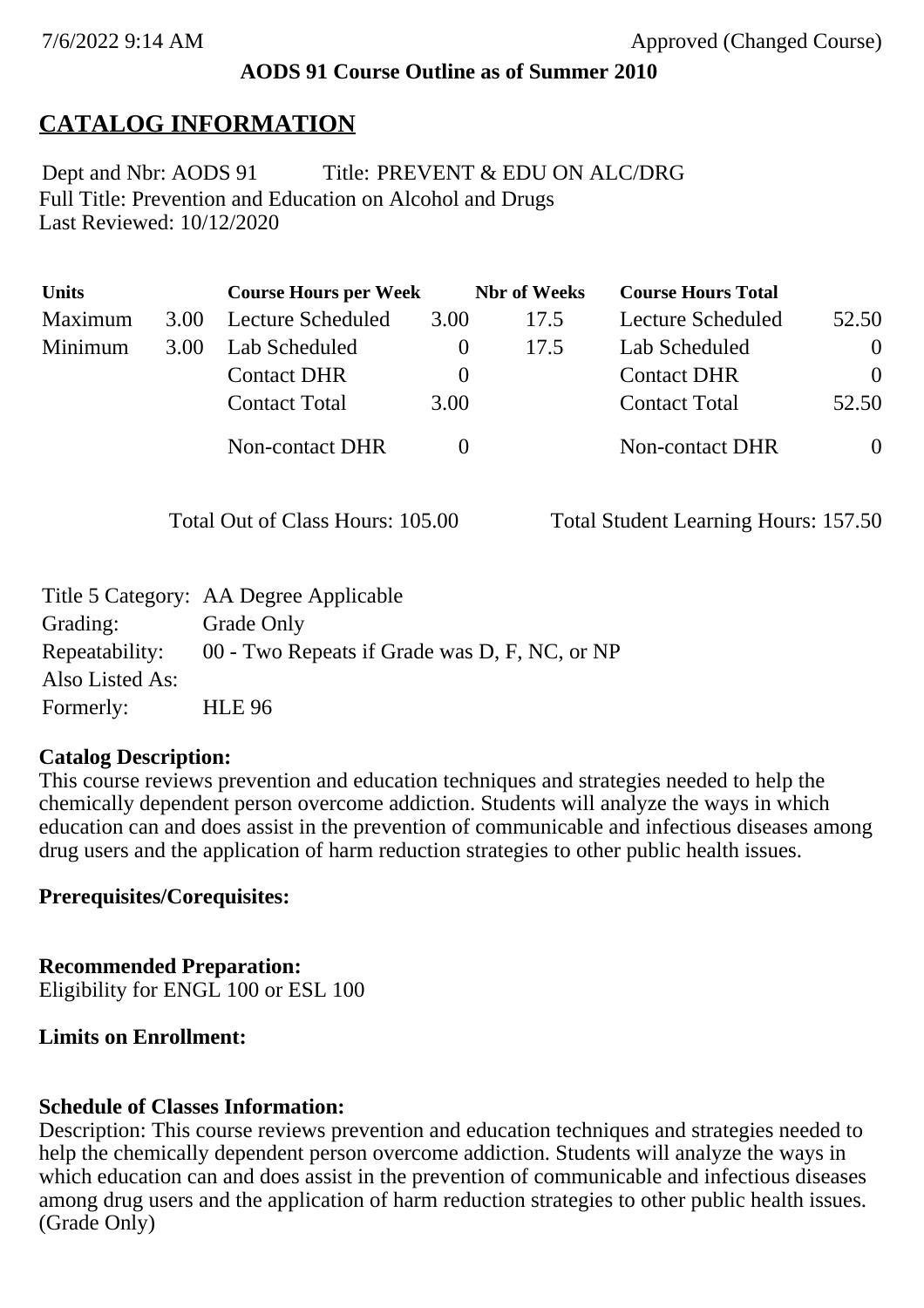7/6/2022 9:14 AM Approved (Changed Course)

**AODS 91 Course Outline as of Summer 2010**

# CATALOG INFORMATION

Dept and Nbr: AODS 91 Title: PREVENT & EDU ON ALC/DRG
Full Title: Prevention and Education on Alcohol and Drugs
Last Reviewed: 10/12/2020

| Units | | Course Hours per Week | | Nbr of Weeks | Course Hours Total | |
|---|---|---|---|---|---|---|
| Maximum | 3.00 | Lecture Scheduled | 3.00 | 17.5 | Lecture Scheduled | 52.50 |
| Minimum | 3.00 | Lab Scheduled | 0 | 17.5 | Lab Scheduled | 0 |
| | | Contact DHR | 0 | | Contact DHR | 0 |
| | | Contact Total | 3.00 | | Contact Total | 52.50 |
| | | Non-contact DHR | 0 | | Non-contact DHR | 0 |

Total Out of Class Hours: 105.00 Total Student Learning Hours: 157.50

| | |
|---|---|
| Title 5 Category: | AA Degree Applicable |
| Grading: | Grade Only |
| Repeatability: | 00 - Two Repeats if Grade was D, F, NC, or NP |
| Also Listed As: | |
| Formerly: | HLE 96 |

**Catalog Description:**
This course reviews prevention and education techniques and strategies needed to help the chemically dependent person overcome addiction. Students will analyze the ways in which education can and does assist in the prevention of communicable and infectious diseases among drug users and the application of harm reduction strategies to other public health issues.

**Prerequisites/Corequisites:**

**Recommended Preparation:**
Eligibility for ENGL 100 or ESL 100

**Limits on Enrollment:**

**Schedule of Classes Information:**
Description: This course reviews prevention and education techniques and strategies needed to help the chemically dependent person overcome addiction. Students will analyze the ways in which education can and does assist in the prevention of communicable and infectious diseases among drug users and the application of harm reduction strategies to other public health issues. (Grade Only)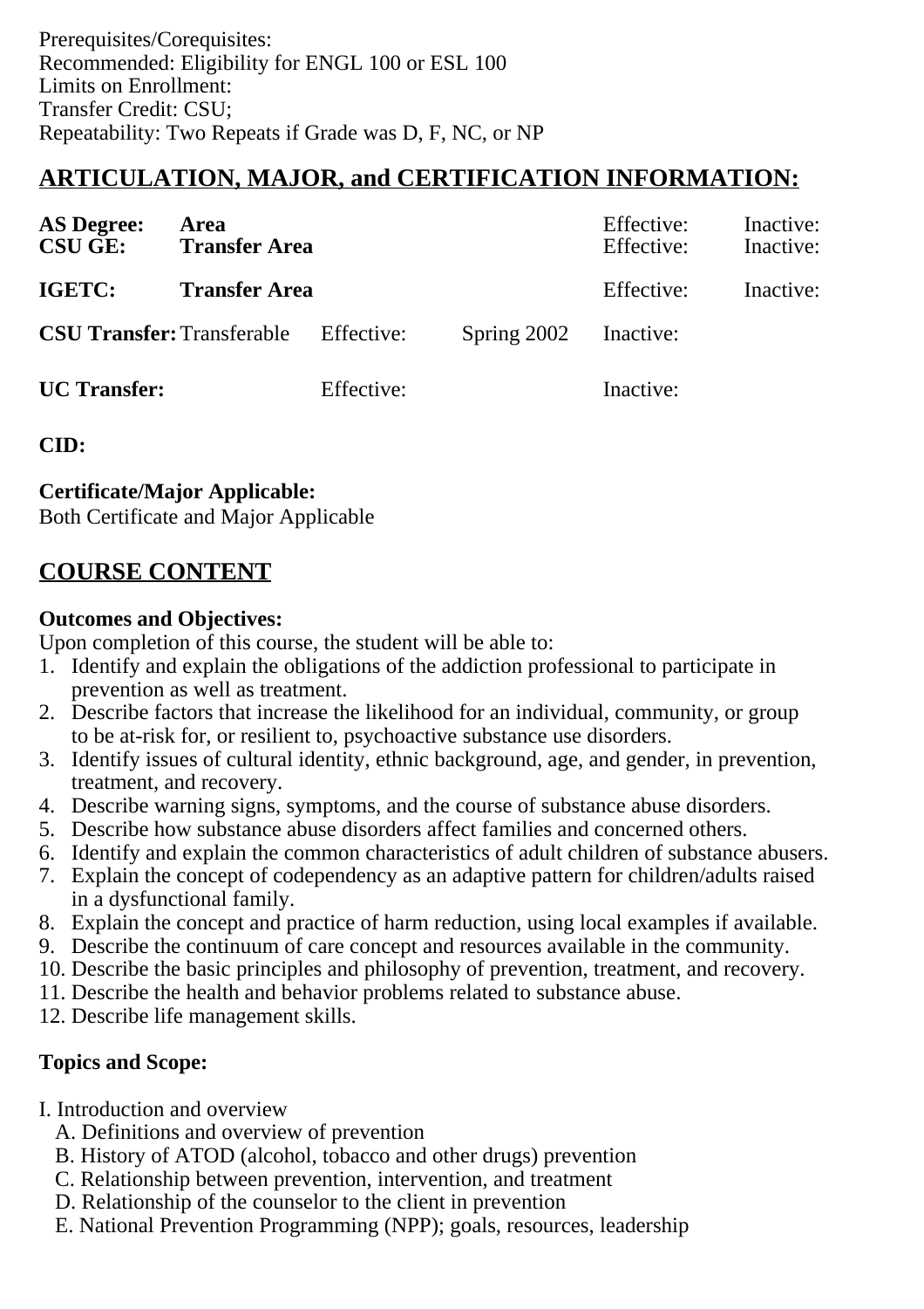Prerequisites/Corequisites:
Recommended: Eligibility for ENGL 100 or ESL 100
Limits on Enrollment:
Transfer Credit: CSU;
Repeatability: Two Repeats if Grade was D, F, NC, or NP

## ARTICULATION, MAJOR, and CERTIFICATION INFORMATION:

| | | | | | |
|---|---|---|---|---|---|
| **AS Degree:** | **Area** | | | Effective: | Inactive: |
| **CSU GE:** | **Transfer Area** | | | Effective: | Inactive: |
| **IGETC:** | **Transfer Area** | | | Effective: | Inactive: |
| **CSU Transfer:** | Transferable | Effective: | Spring 2002 | Inactive: | |
| **UC Transfer:** | | Effective: | | Inactive: | |

**CID:**

**Certificate/Major Applicable:**
Both Certificate and Major Applicable

## COURSE CONTENT

**Outcomes and Objectives:**
Upon completion of this course, the student will be able to:

1. Identify and explain the obligations of the addiction professional to participate in prevention as well as treatment.
2. Describe factors that increase the likelihood for an individual, community, or group to be at-risk for, or resilient to, psychoactive substance use disorders.
3. Identify issues of cultural identity, ethnic background, age, and gender, in prevention, treatment, and recovery.
4. Describe warning signs, symptoms, and the course of substance abuse disorders.
5. Describe how substance abuse disorders affect families and concerned others.
6. Identify and explain the common characteristics of adult children of substance abusers.
7. Explain the concept of codependency as an adaptive pattern for children/adults raised in a dysfunctional family.
8. Explain the concept and practice of harm reduction, using local examples if available.
9. Describe the continuum of care concept and resources available in the community.
10. Describe the basic principles and philosophy of prevention, treatment, and recovery.
11. Describe the health and behavior problems related to substance abuse.
12. Describe life management skills.

**Topics and Scope:**

I. Introduction and overview
   A. Definitions and overview of prevention
   B. History of ATOD (alcohol, tobacco and other drugs) prevention
   C. Relationship between prevention, intervention, and treatment
   D. Relationship of the counselor to the client in prevention
   E. National Prevention Programming (NPP); goals, resources, leadership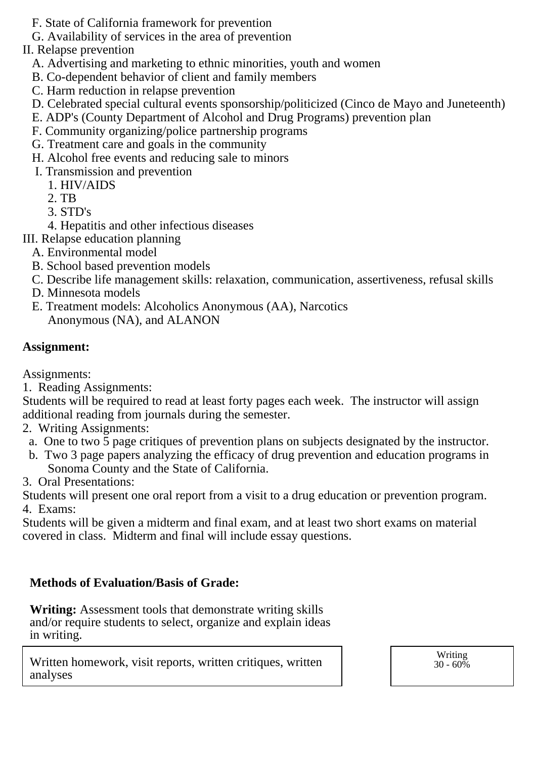F. State of California framework for prevention
   G. Availability of services in the area of prevention

II. Relapse prevention
   A. Advertising and marketing to ethnic minorities, youth and women
   B. Co-dependent behavior of client and family members
   C. Harm reduction in relapse prevention
   D. Celebrated special cultural events sponsorship/politicized (Cinco de Mayo and Juneteenth)
   E. ADP's (County Department of Alcohol and Drug Programs) prevention plan
   F. Community organizing/police partnership programs
   G. Treatment care and goals in the community
   H. Alcohol free events and reducing sale to minors
   I. Transmission and prevention
      1. HIV/AIDS
      2. TB
      3. STD's
      4. Hepatitis and other infectious diseases

III. Relapse education planning
   A. Environmental model
   B. School based prevention models
   C. Describe life management skills: relaxation, communication, assertiveness, refusal skills
   D. Minnesota models
   E. Treatment models: Alcoholics Anonymous (AA), Narcotics Anonymous (NA), and ALANON

**Assignment:**

Assignments:

1. Reading Assignments:
Students will be required to read at least forty pages each week. The instructor will assign additional reading from journals during the semester.

2. Writing Assignments:
   a. One to two 5 page critiques of prevention plans on subjects designated by the instructor.
   b. Two 3 page papers analyzing the efficacy of drug prevention and education programs in Sonoma County and the State of California.

3. Oral Presentations:
Students will present one oral report from a visit to a drug education or prevention program.

4. Exams:
Students will be given a midterm and final exam, and at least two short exams on material covered in class. Midterm and final will include essay questions.

**Methods of Evaluation/Basis of Grade:**

**Writing:** Assessment tools that demonstrate writing skills and/or require students to select, organize and explain ideas in writing.

| Written homework, visit reports, written critiques, written analyses | Writing 30 - 60% |
| --- | --- |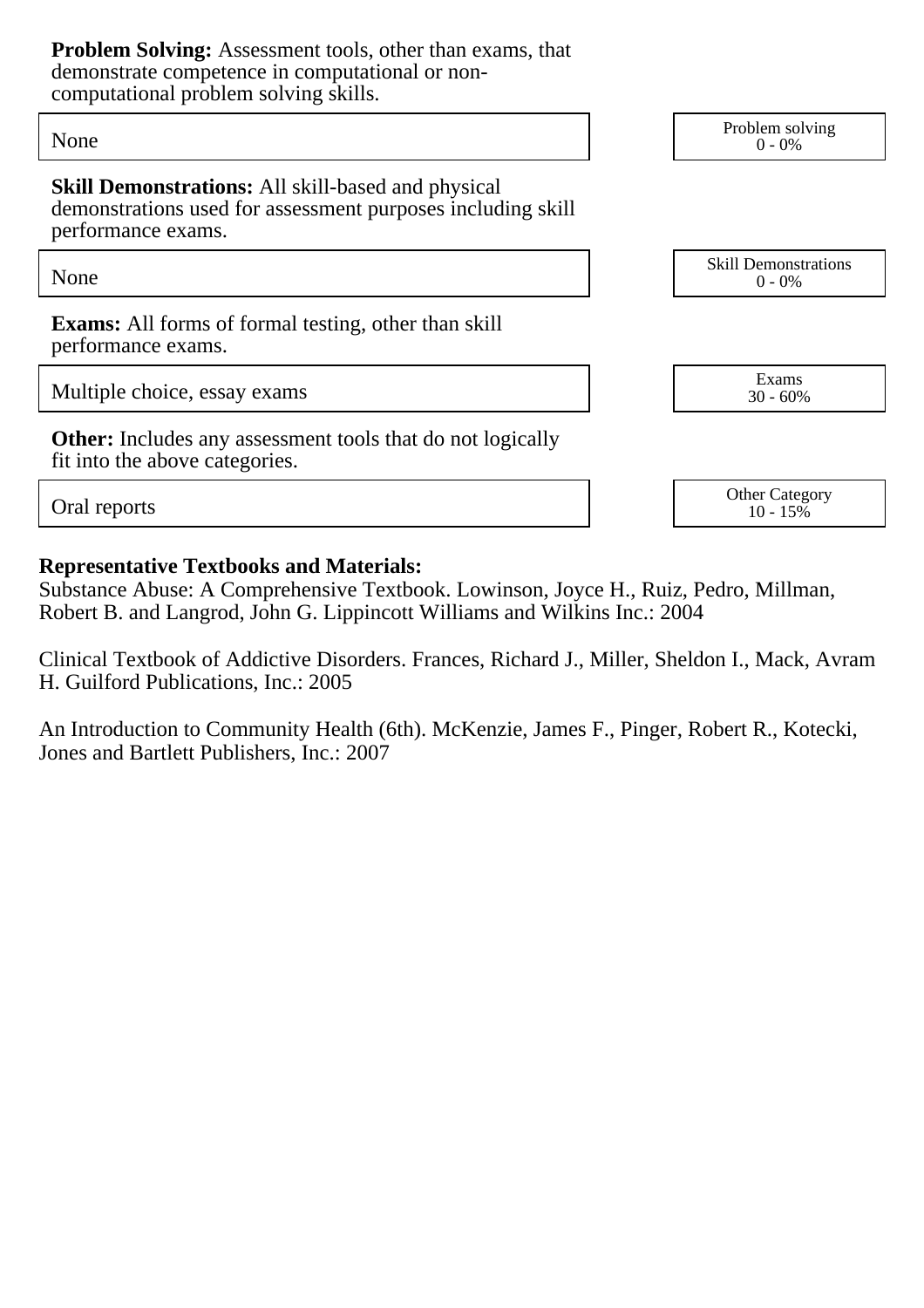**Problem Solving:** Assessment tools, other than exams, that demonstrate competence in computational or non-computational problem solving skills.

| | |
|---|---|
| None | Problem solving<br>0 - 0% |

**Skill Demonstrations:** All skill-based and physical demonstrations used for assessment purposes including skill performance exams.

| | |
|---|---|
| None | Skill Demonstrations<br>0 - 0% |

**Exams:** All forms of formal testing, other than skill performance exams.

| | |
|---|---|
| Multiple choice, essay exams | Exams<br>30 - 60% |

**Other:** Includes any assessment tools that do not logically fit into the above categories.

| | |
|---|---|
| Oral reports | Other Category<br>10 - 15% |

**Representative Textbooks and Materials:**

Substance Abuse: A Comprehensive Textbook. Lowinson, Joyce H., Ruiz, Pedro, Millman, Robert B. and Langrod, John G. Lippincott Williams and Wilkins Inc.: 2004

Clinical Textbook of Addictive Disorders. Frances, Richard J., Miller, Sheldon I., Mack, Avram H. Guilford Publications, Inc.: 2005

An Introduction to Community Health (6th). McKenzie, James F., Pinger, Robert R., Kotecki, Jones and Bartlett Publishers, Inc.: 2007